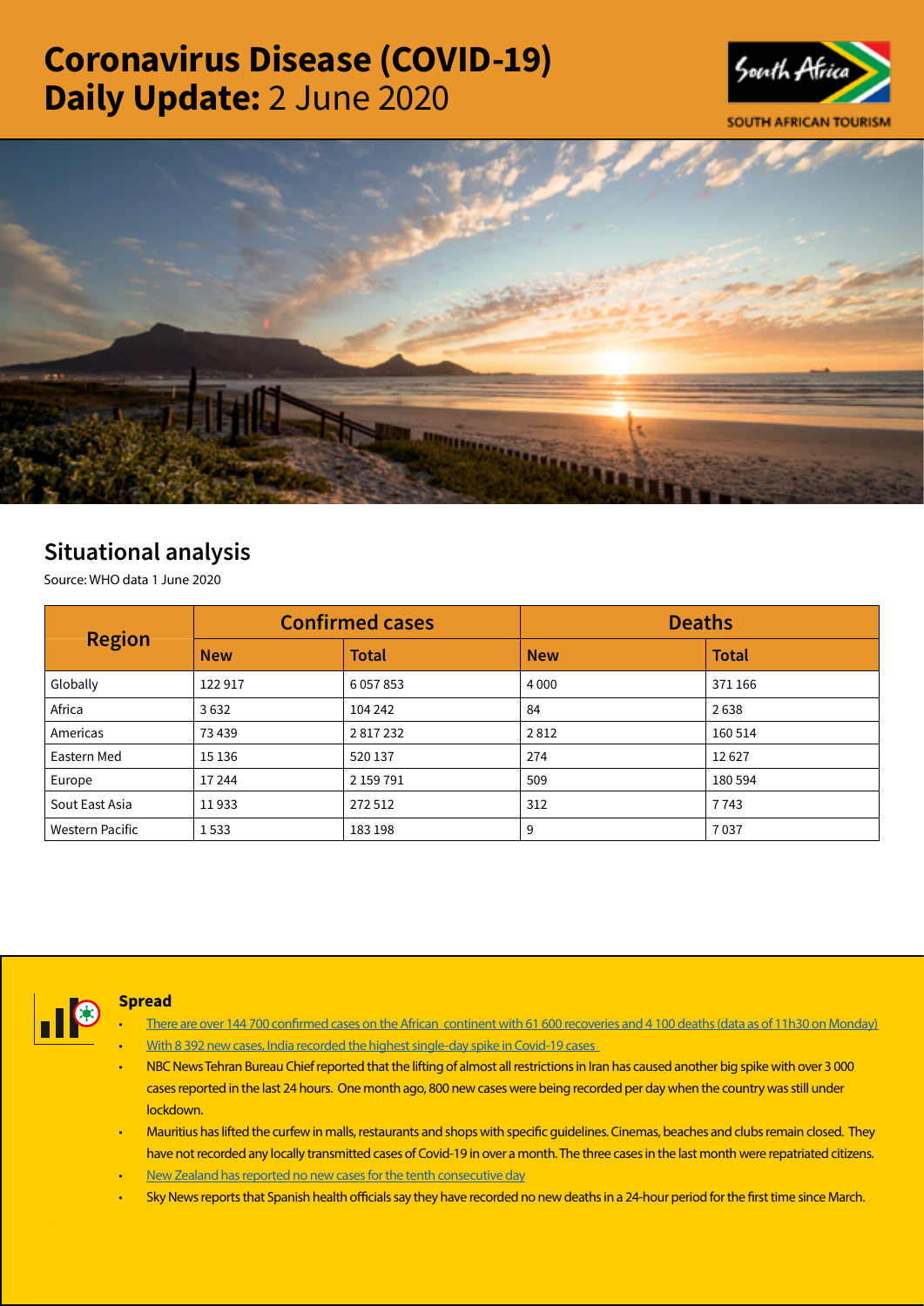# Coronavirus Disease (COVID-19) Daily Update: 2 June 2020

SOUTH AFRICAN TOURISM

## Situational analysis

Source: WHO data 1 June 2020

| Region | Confirmed cases | | Deaths | |
|---|---|---|---|---|
| | New | Total | New | Total |
| Globally | 122 917 | 6 057 853 | 4 000 | 371 166 |
| Africa | 3 632 | 104 242 | 84 | 2 638 |
| Americas | 73 439 | 2 817 232 | 2 812 | 160 514 |
| Eastern Med | 15 136 | 520 137 | 274 | 12 627 |
| Europe | 17 244 | 2 159 791 | 509 | 180 594 |
| Sout East Asia | 11 933 | 272 512 | 312 | 7 743 |
| Western Pacific | 1 533 | 183 198 | 9 | 7 037 |

### Spread

- There are over 144 700 confirmed cases on the African continent with 61 600 recoveries and 4 100 deaths (data as of 11h30 on Monday)
- With 8 392 new cases, India recorded the highest single-day spike in Covid-19 cases
- NBC News Tehran Bureau Chief reported that the lifting of almost all restrictions in Iran has caused another big spike with over 3 000 cases reported in the last 24 hours. One month ago, 800 new cases were being recorded per day when the country was still under lockdown.
- Mauritius has lifted the curfew in malls, restaurants and shops with specific guidelines. Cinemas, beaches and clubs remain closed. They have not recorded any locally transmitted cases of Covid-19 in over a month. The three cases in the last month were repatriated citizens.
- New Zealand has reported no new cases for the tenth consecutive day
- Sky News reports that Spanish health officials say they have recorded no new deaths in a 24-hour period for the first time since March.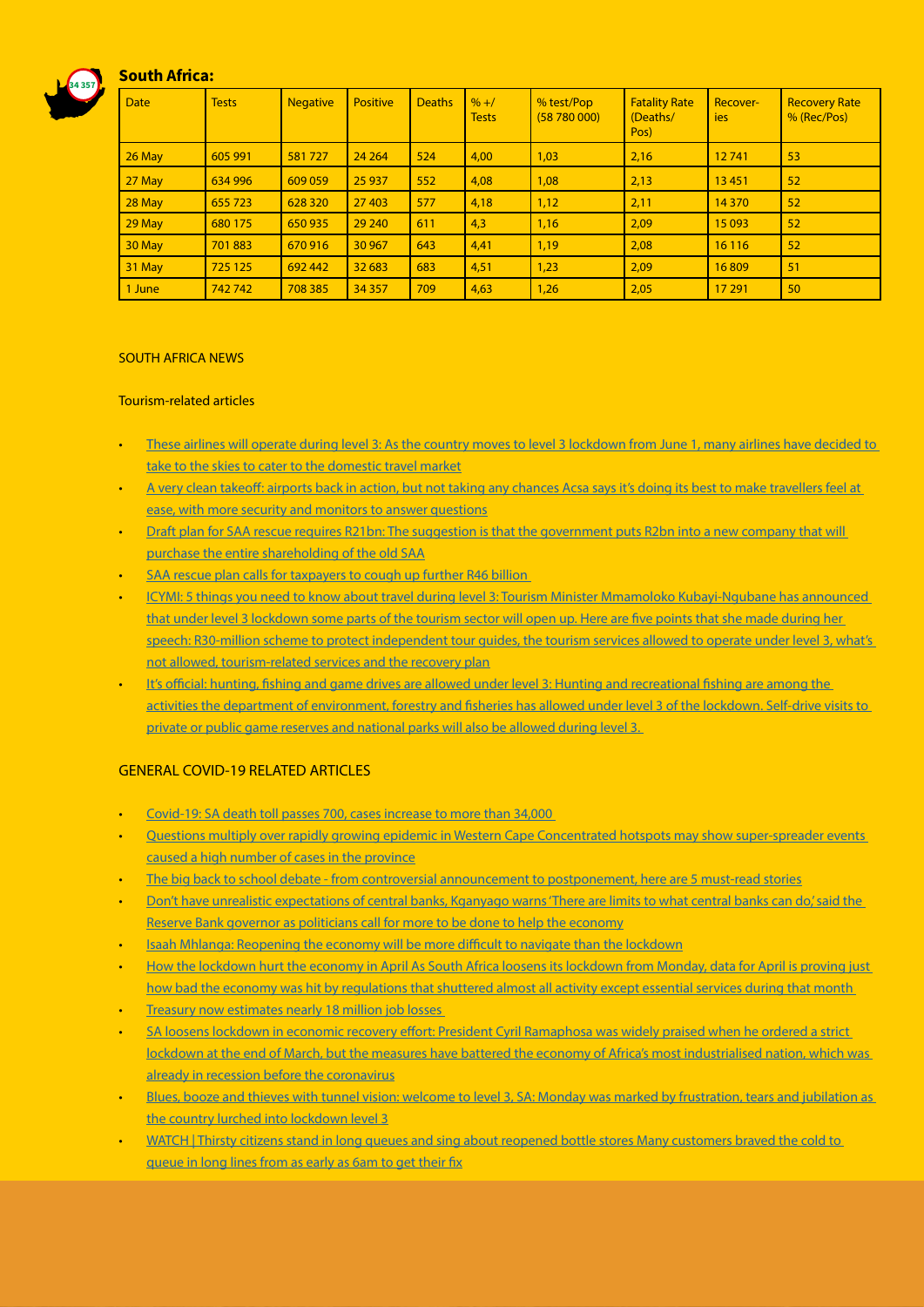## South Africa:

| Date | Tests | Negative | Positive | Deaths | % +/ Tests | % test/Pop (58 780 000) | Fatality Rate (Deaths/ Pos) | Recover-ies | Recovery Rate % (Rec/Pos) |
|---|---|---|---|---|---|---|---|---|---|
| 26 May | 605 991 | 581 727 | 24 264 | 524 | 4,00 | 1,03 | 2,16 | 12 741 | 53 |
| 27 May | 634 996 | 609 059 | 25 937 | 552 | 4,08 | 1,08 | 2,13 | 13 451 | 52 |
| 28 May | 655 723 | 628 320 | 27 403 | 577 | 4,18 | 1,12 | 2,11 | 14 370 | 52 |
| 29 May | 680 175 | 650 935 | 29 240 | 611 | 4,3 | 1,16 | 2,09 | 15 093 | 52 |
| 30 May | 701 883 | 670 916 | 30 967 | 643 | 4,41 | 1,19 | 2,08 | 16 116 | 52 |
| 31 May | 725 125 | 692 442 | 32 683 | 683 | 4,51 | 1,23 | 2,09 | 16 809 | 51 |
| 1 June | 742 742 | 708 385 | 34 357 | 709 | 4,63 | 1,26 | 2,05 | 17 291 | 50 |

SOUTH AFRICA NEWS

Tourism-related articles

- These airlines will operate during level 3: As the country moves to level 3 lockdown from June 1, many airlines have decided to take to the skies to cater to the domestic travel market
- A very clean takeoff: airports back in action, but not taking any chances Acsa says it's doing its best to make travellers feel at ease, with more security and monitors to answer questions
- Draft plan for SAA rescue requires R21bn: The suggestion is that the government puts R2bn into a new company that will purchase the entire shareholding of the old SAA
- SAA rescue plan calls for taxpayers to cough up further R46 billion
- ICYMI: 5 things you need to know about travel during level 3: Tourism Minister Mmamoloko Kubayi-Ngubane has announced that under level 3 lockdown some parts of the tourism sector will open up. Here are five points that she made during her speech: R30-million scheme to protect independent tour guides, the tourism services allowed to operate under level 3, what's not allowed, tourism-related services and the recovery plan
- It's official: hunting, fishing and game drives are allowed under level 3: Hunting and recreational fishing are among the activities the department of environment, forestry and fisheries has allowed under level 3 of the lockdown. Self-drive visits to private or public game reserves and national parks will also be allowed during level 3.

GENERAL COVID-19 RELATED ARTICLES

- Covid-19: SA death toll passes 700, cases increase to more than 34,000
- Questions multiply over rapidly growing epidemic in Western Cape Concentrated hotspots may show super-spreader events caused a high number of cases in the province
- The big back to school debate - from controversial announcement to postponement, here are 5 must-read stories
- Don't have unrealistic expectations of central banks, Kganyago warns 'There are limits to what central banks can do,' said the Reserve Bank governor as politicians call for more to be done to help the economy
- Isaah Mhlanga: Reopening the economy will be more difficult to navigate than the lockdown
- How the lockdown hurt the economy in April As South Africa loosens its lockdown from Monday, data for April is proving just how bad the economy was hit by regulations that shuttered almost all activity except essential services during that month
- Treasury now estimates nearly 18 million job losses
- SA loosens lockdown in economic recovery effort: President Cyril Ramaphosa was widely praised when he ordered a strict lockdown at the end of March, but the measures have battered the economy of Africa's most industrialised nation, which was already in recession before the coronavirus
- Blues, booze and thieves with tunnel vision: welcome to level 3, SA: Monday was marked by frustration, tears and jubilation as the country lurched into lockdown level 3
- WATCH | Thirsty citizens stand in long queues and sing about reopened bottle stores Many customers braved the cold to queue in long lines from as early as 6am to get their fix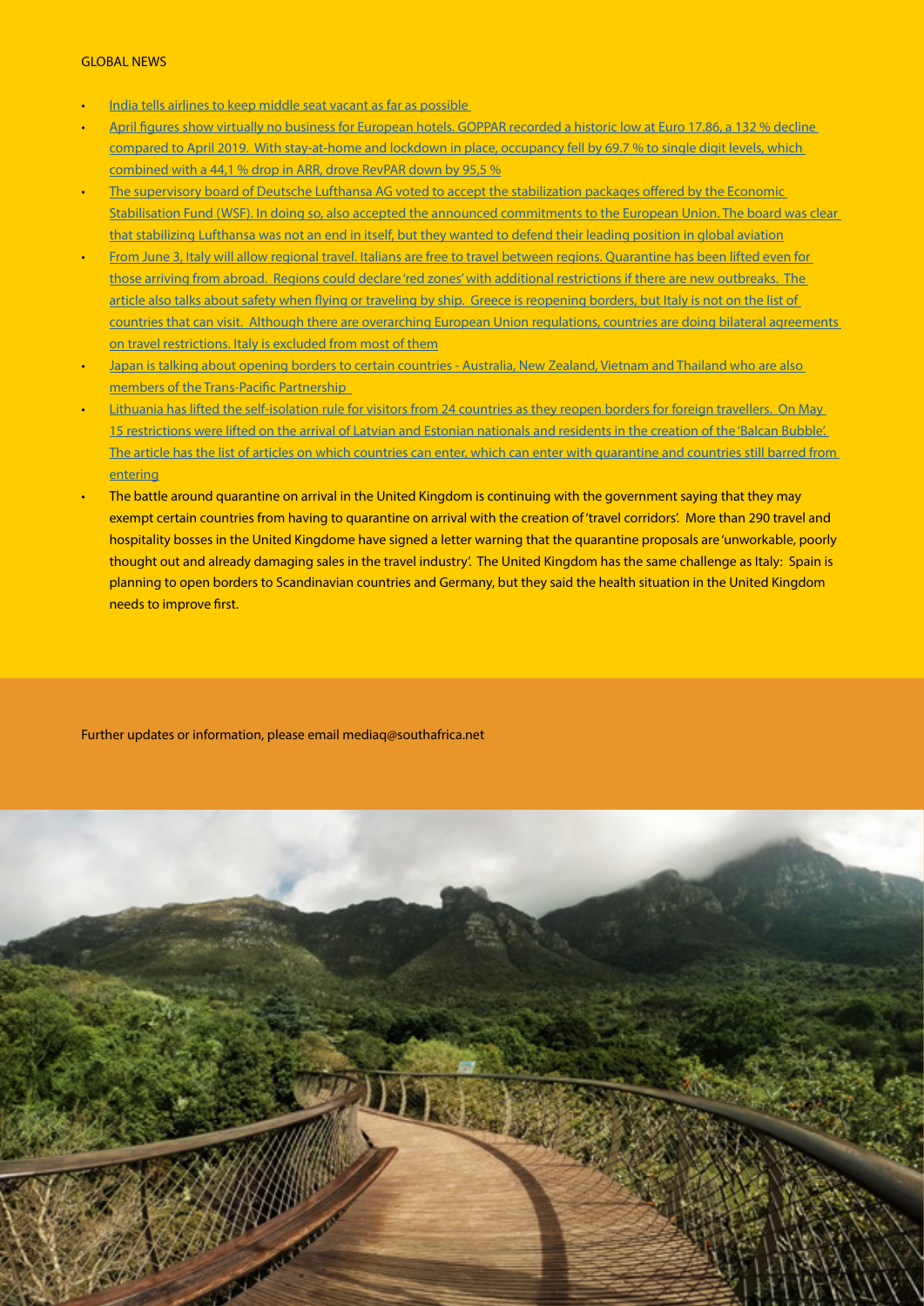GLOBAL NEWS

- India tells airlines to keep middle seat vacant as far as possible
- April figures show virtually no business for European hotels. GOPPAR recorded a historic low at Euro 17.86, a 132 % decline compared to April 2019. With stay-at-home and lockdown in place, occupancy fell by 69.7 % to single digit levels, which combined with a 44,1 % drop in ARR, drove RevPAR down by 95,5 %
- The supervisory board of Deutsche Lufthansa AG voted to accept the stabilization packages offered by the Economic Stabilisation Fund (WSF). In doing so, also accepted the announced commitments to the European Union. The board was clear that stabilizing Lufthansa was not an end in itself, but they wanted to defend their leading position in global aviation
- From June 3, Italy will allow regional travel. Italians are free to travel between regions. Quarantine has been lifted even for those arriving from abroad. Regions could declare 'red zones' with additional restrictions if there are new outbreaks. The article also talks about safety when flying or traveling by ship. Greece is reopening borders, but Italy is not on the list of countries that can visit. Although there are overarching European Union regulations, countries are doing bilateral agreements on travel restrictions. Italy is excluded from most of them
- Japan is talking about opening borders to certain countries - Australia, New Zealand, Vietnam and Thailand who are also members of the Trans-Pacific Partnership
- Lithuania has lifted the self-isolation rule for visitors from 24 countries as they reopen borders for foreign travellers. On May 15 restrictions were lifted on the arrival of Latvian and Estonian nationals and residents in the creation of the 'Balcan Bubble'. The article has the list of articles on which countries can enter, which can enter with quarantine and countries still barred from entering
- The battle around quarantine on arrival in the United Kingdom is continuing with the government saying that they may exempt certain countries from having to quarantine on arrival with the creation of 'travel corridors'. More than 290 travel and hospitality bosses in the United Kingdome have signed a letter warning that the quarantine proposals are 'unworkable, poorly thought out and already damaging sales in the travel industry'. The United Kingdom has the same challenge as Italy: Spain is planning to open borders to Scandinavian countries and Germany, but they said the health situation in the United Kingdom needs to improve first.

Further updates or information, please email mediaq@southafrica.net